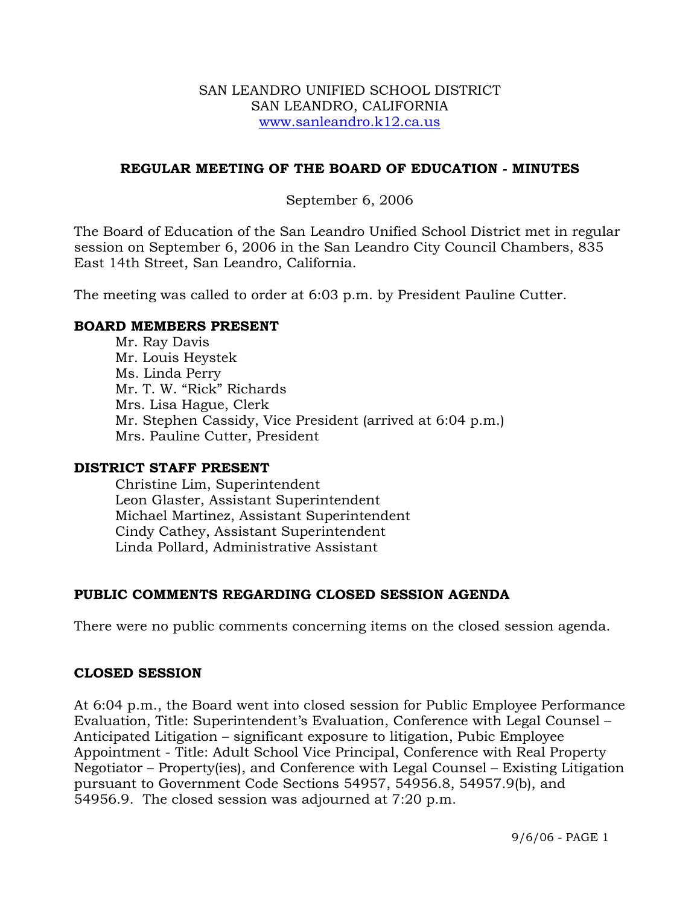SAN LEANDRO UNIFIED SCHOOL DISTRICT
SAN LEANDRO, CALIFORNIA
www.sanleandro.k12.ca.us

## REGULAR MEETING OF THE BOARD OF EDUCATION - MINUTES

September 6, 2006

The Board of Education of the San Leandro Unified School District met in regular session on September 6, 2006 in the San Leandro City Council Chambers, 835 East 14th Street, San Leandro, California.

The meeting was called to order at 6:03 p.m. by President Pauline Cutter.

### BOARD MEMBERS PRESENT

Mr. Ray Davis
Mr. Louis Heystek
Ms. Linda Perry
Mr. T. W. "Rick" Richards
Mrs. Lisa Hague, Clerk
Mr. Stephen Cassidy, Vice President (arrived at 6:04 p.m.)
Mrs. Pauline Cutter, President

### DISTRICT STAFF PRESENT

Christine Lim, Superintendent
Leon Glaster, Assistant Superintendent
Michael Martinez, Assistant Superintendent
Cindy Cathey, Assistant Superintendent
Linda Pollard, Administrative Assistant

### PUBLIC COMMENTS REGARDING CLOSED SESSION AGENDA

There were no public comments concerning items on the closed session agenda.

### CLOSED SESSION

At 6:04 p.m., the Board went into closed session for Public Employee Performance Evaluation, Title: Superintendent's Evaluation, Conference with Legal Counsel – Anticipated Litigation – significant exposure to litigation, Pubic Employee Appointment - Title: Adult School Vice Principal, Conference with Real Property Negotiator – Property(ies), and Conference with Legal Counsel – Existing Litigation pursuant to Government Code Sections 54957, 54956.8, 54957.9(b), and 54956.9. The closed session was adjourned at 7:20 p.m.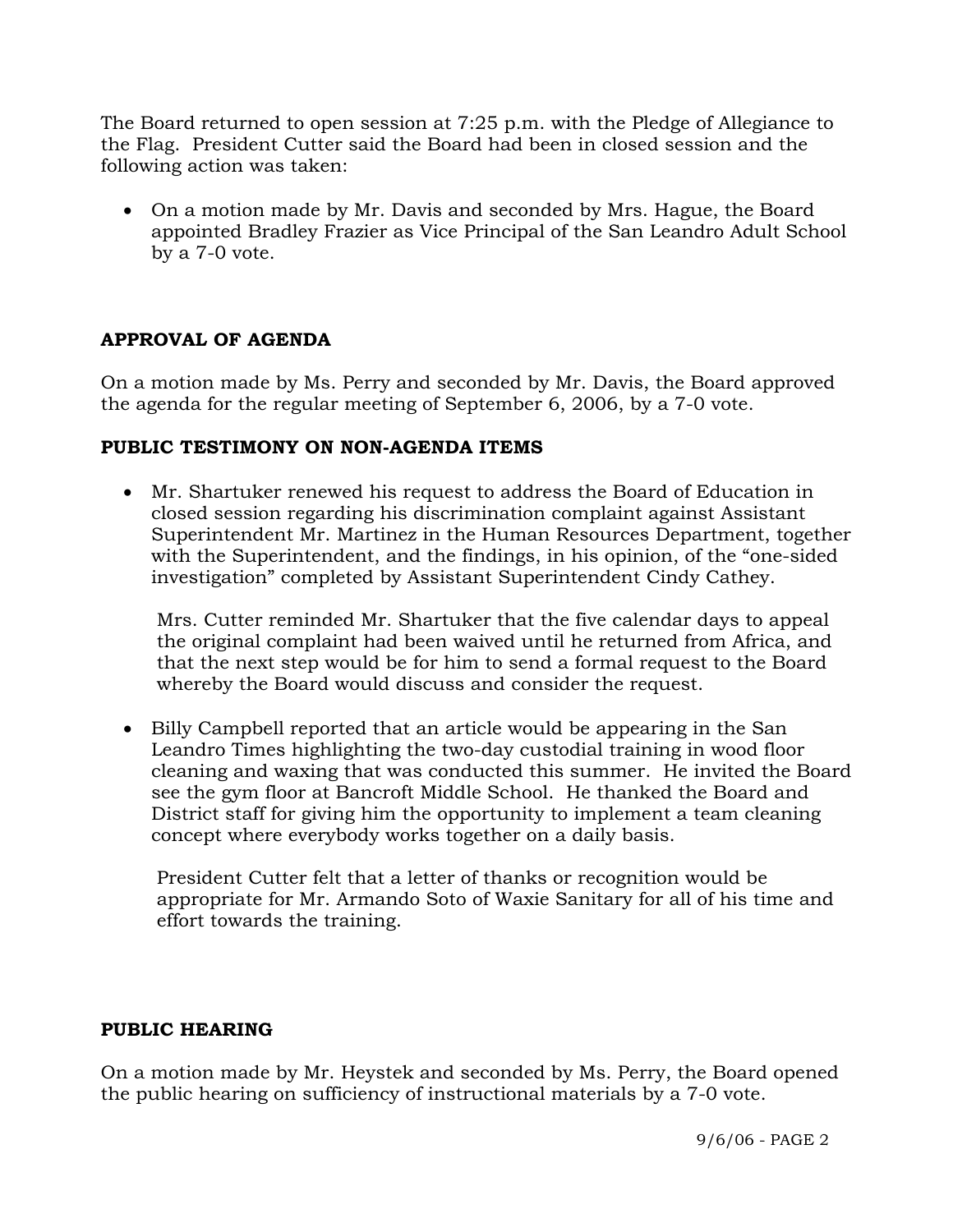The Board returned to open session at 7:25 p.m. with the Pledge of Allegiance to the Flag. President Cutter said the Board had been in closed session and the following action was taken:

- On a motion made by Mr. Davis and seconded by Mrs. Hague, the Board appointed Bradley Frazier as Vice Principal of the San Leandro Adult School by a 7-0 vote.

**APPROVAL OF AGENDA**

On a motion made by Ms. Perry and seconded by Mr. Davis, the Board approved the agenda for the regular meeting of September 6, 2006, by a 7-0 vote.

**PUBLIC TESTIMONY ON NON-AGENDA ITEMS**

- Mr. Shartuker renewed his request to address the Board of Education in closed session regarding his discrimination complaint against Assistant Superintendent Mr. Martinez in the Human Resources Department, together with the Superintendent, and the findings, in his opinion, of the "one-sided investigation" completed by Assistant Superintendent Cindy Cathey.

  Mrs. Cutter reminded Mr. Shartuker that the five calendar days to appeal the original complaint had been waived until he returned from Africa, and that the next step would be for him to send a formal request to the Board whereby the Board would discuss and consider the request.

- Billy Campbell reported that an article would be appearing in the San Leandro Times highlighting the two-day custodial training in wood floor cleaning and waxing that was conducted this summer. He invited the Board see the gym floor at Bancroft Middle School. He thanked the Board and District staff for giving him the opportunity to implement a team cleaning concept where everybody works together on a daily basis.

  President Cutter felt that a letter of thanks or recognition would be appropriate for Mr. Armando Soto of Waxie Sanitary for all of his time and effort towards the training.

**PUBLIC HEARING**

On a motion made by Mr. Heystek and seconded by Ms. Perry, the Board opened the public hearing on sufficiency of instructional materials by a 7-0 vote.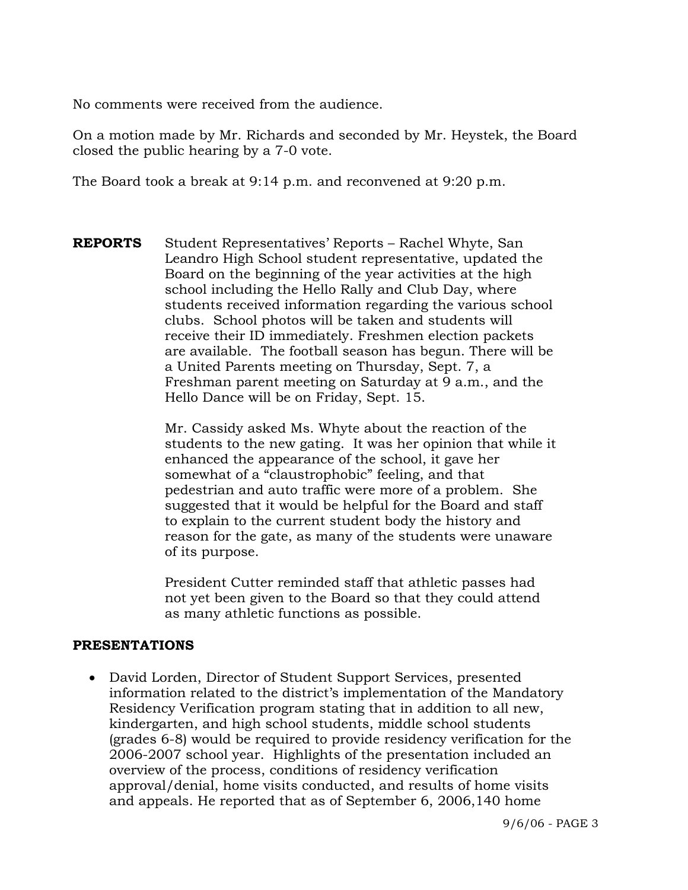No comments were received from the audience.

On a motion made by Mr. Richards and seconded by Mr. Heystek, the Board closed the public hearing by a 7-0 vote.

The Board took a break at 9:14 p.m. and reconvened at 9:20 p.m.

**REPORTS**

Student Representatives' Reports – Rachel Whyte, San Leandro High School student representative, updated the Board on the beginning of the year activities at the high school including the Hello Rally and Club Day, where students received information regarding the various school clubs. School photos will be taken and students will receive their ID immediately. Freshmen election packets are available. The football season has begun. There will be a United Parents meeting on Thursday, Sept. 7, a Freshman parent meeting on Saturday at 9 a.m., and the Hello Dance will be on Friday, Sept. 15.

Mr. Cassidy asked Ms. Whyte about the reaction of the students to the new gating. It was her opinion that while it enhanced the appearance of the school, it gave her somewhat of a "claustrophobic" feeling, and that pedestrian and auto traffic were more of a problem. She suggested that it would be helpful for the Board and staff to explain to the current student body the history and reason for the gate, as many of the students were unaware of its purpose.

President Cutter reminded staff that athletic passes had not yet been given to the Board so that they could attend as many athletic functions as possible.

**PRESENTATIONS**

- David Lorden, Director of Student Support Services, presented information related to the district's implementation of the Mandatory Residency Verification program stating that in addition to all new, kindergarten, and high school students, middle school students (grades 6-8) would be required to provide residency verification for the 2006-2007 school year. Highlights of the presentation included an overview of the process, conditions of residency verification approval/denial, home visits conducted, and results of home visits and appeals. He reported that as of September 6, 2006,140 home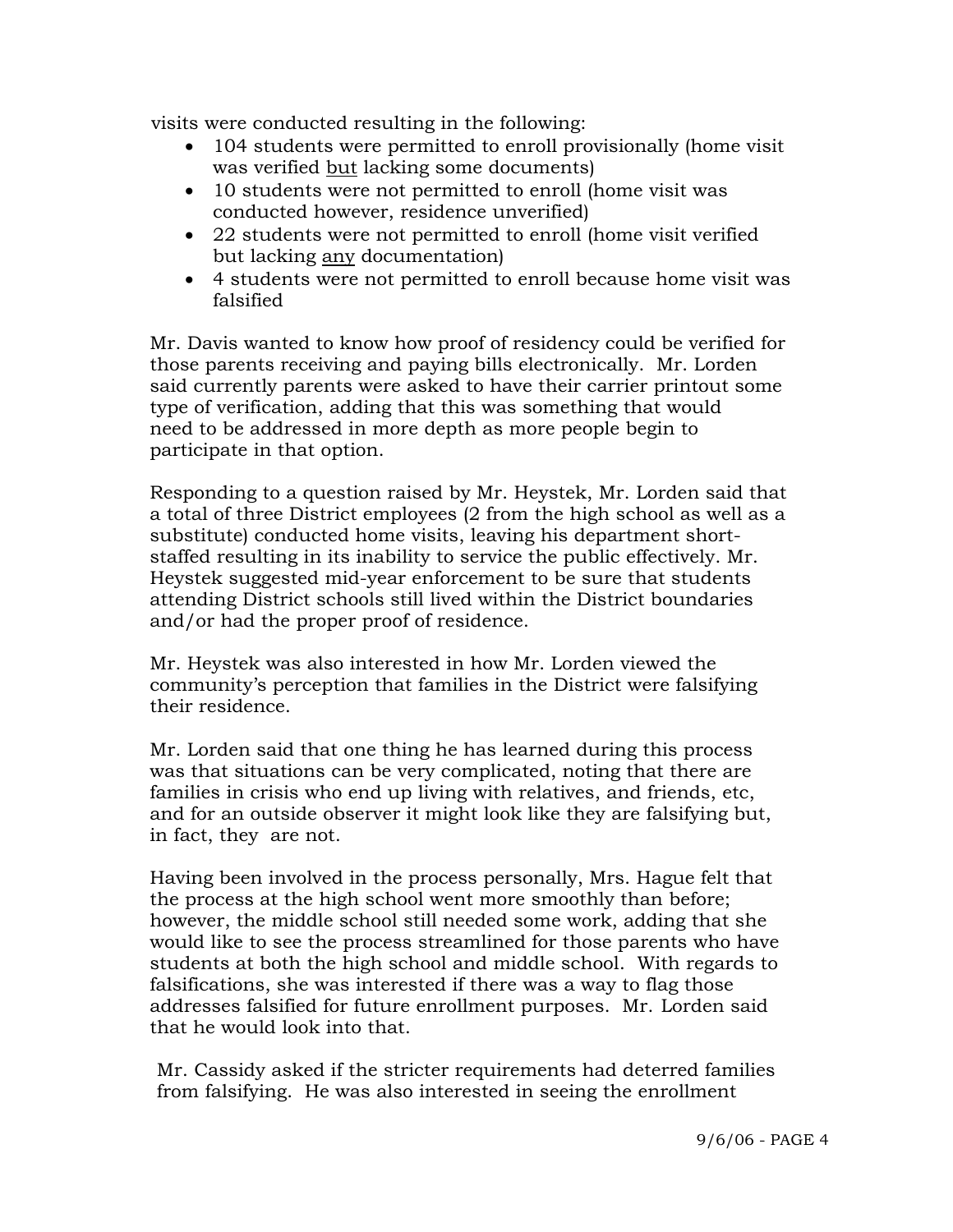visits were conducted resulting in the following:

- 104 students were permitted to enroll provisionally (home visit was verified <u>but</u> lacking some documents)
- 10 students were not permitted to enroll (home visit was conducted however, residence unverified)
- 22 students were not permitted to enroll (home visit verified but lacking <u>any</u> documentation)
- 4 students were not permitted to enroll because home visit was falsified

Mr. Davis wanted to know how proof of residency could be verified for those parents receiving and paying bills electronically. Mr. Lorden said currently parents were asked to have their carrier printout some type of verification, adding that this was something that would need to be addressed in more depth as more people begin to participate in that option.

Responding to a question raised by Mr. Heystek, Mr. Lorden said that a total of three District employees (2 from the high school as well as a substitute) conducted home visits, leaving his department short-staffed resulting in its inability to service the public effectively. Mr. Heystek suggested mid-year enforcement to be sure that students attending District schools still lived within the District boundaries and/or had the proper proof of residence.

Mr. Heystek was also interested in how Mr. Lorden viewed the community's perception that families in the District were falsifying their residence.

Mr. Lorden said that one thing he has learned during this process was that situations can be very complicated, noting that there are families in crisis who end up living with relatives, and friends, etc, and for an outside observer it might look like they are falsifying but, in fact, they are not.

Having been involved in the process personally, Mrs. Hague felt that the process at the high school went more smoothly than before; however, the middle school still needed some work, adding that she would like to see the process streamlined for those parents who have students at both the high school and middle school. With regards to falsifications, she was interested if there was a way to flag those addresses falsified for future enrollment purposes. Mr. Lorden said that he would look into that.

Mr. Cassidy asked if the stricter requirements had deterred families from falsifying. He was also interested in seeing the enrollment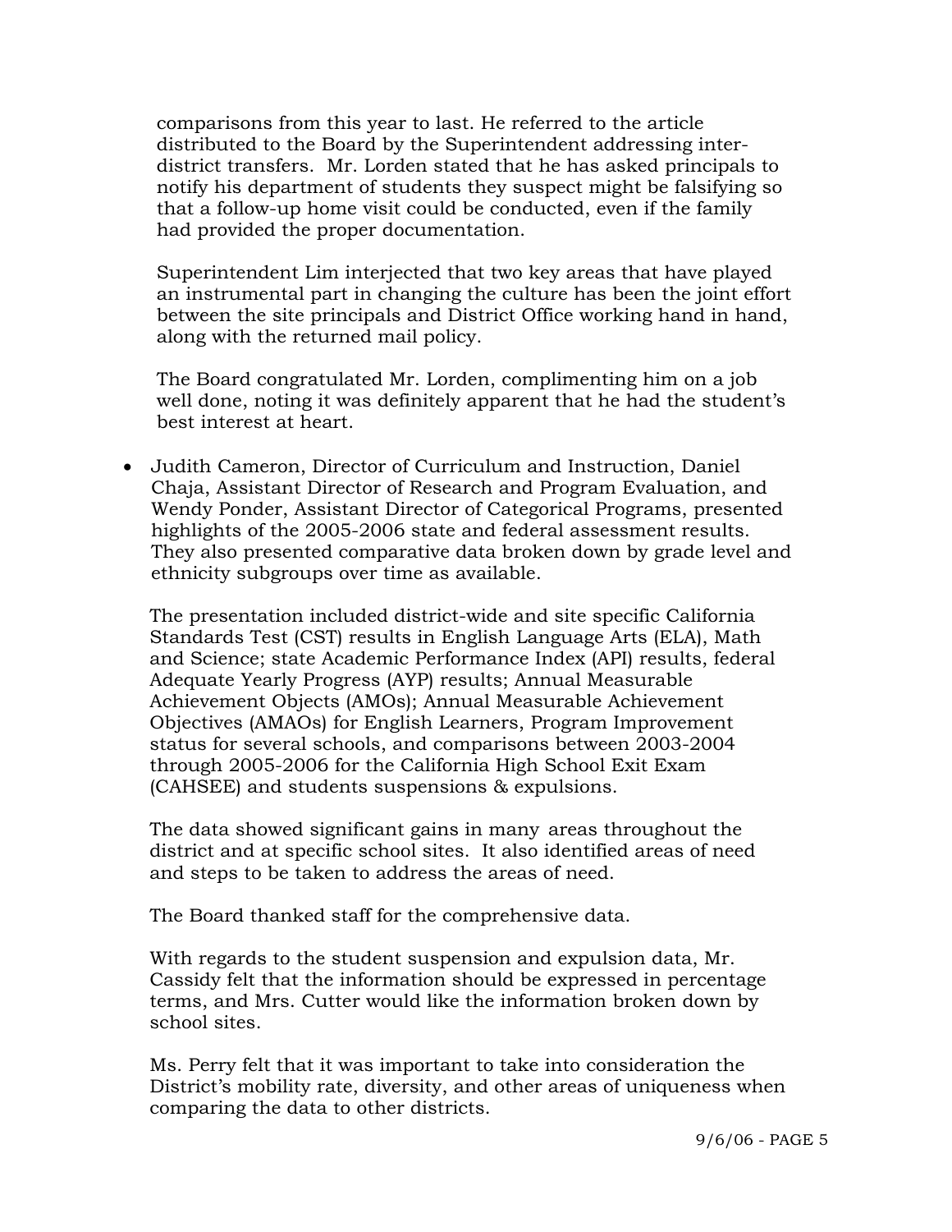comparisons from this year to last. He referred to the article distributed to the Board by the Superintendent addressing inter-district transfers. Mr. Lorden stated that he has asked principals to notify his department of students they suspect might be falsifying so that a follow-up home visit could be conducted, even if the family had provided the proper documentation.

Superintendent Lim interjected that two key areas that have played an instrumental part in changing the culture has been the joint effort between the site principals and District Office working hand in hand, along with the returned mail policy.

The Board congratulated Mr. Lorden, complimenting him on a job well done, noting it was definitely apparent that he had the student's best interest at heart.

- Judith Cameron, Director of Curriculum and Instruction, Daniel Chaja, Assistant Director of Research and Program Evaluation, and Wendy Ponder, Assistant Director of Categorical Programs, presented highlights of the 2005-2006 state and federal assessment results. They also presented comparative data broken down by grade level and ethnicity subgroups over time as available.

  The presentation included district-wide and site specific California Standards Test (CST) results in English Language Arts (ELA), Math and Science; state Academic Performance Index (API) results, federal Adequate Yearly Progress (AYP) results; Annual Measurable Achievement Objects (AMOs); Annual Measurable Achievement Objectives (AMAOs) for English Learners, Program Improvement status for several schools, and comparisons between 2003-2004 through 2005-2006 for the California High School Exit Exam (CAHSEE) and students suspensions & expulsions.

  The data showed significant gains in many areas throughout the district and at specific school sites. It also identified areas of need and steps to be taken to address the areas of need.

  The Board thanked staff for the comprehensive data.

  With regards to the student suspension and expulsion data, Mr. Cassidy felt that the information should be expressed in percentage terms, and Mrs. Cutter would like the information broken down by school sites.

  Ms. Perry felt that it was important to take into consideration the District's mobility rate, diversity, and other areas of uniqueness when comparing the data to other districts.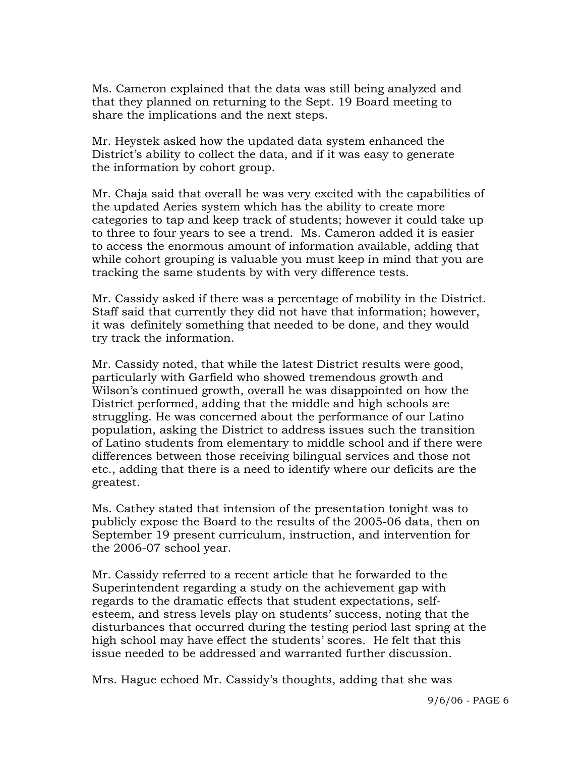Ms. Cameron explained that the data was still being analyzed and that they planned on returning to the Sept. 19 Board meeting to share the implications and the next steps.

Mr. Heystek asked how the updated data system enhanced the District's ability to collect the data, and if it was easy to generate the information by cohort group.

Mr. Chaja said that overall he was very excited with the capabilities of the updated Aeries system which has the ability to create more categories to tap and keep track of students; however it could take up to three to four years to see a trend. Ms. Cameron added it is easier to access the enormous amount of information available, adding that while cohort grouping is valuable you must keep in mind that you are tracking the same students by with very difference tests.

Mr. Cassidy asked if there was a percentage of mobility in the District. Staff said that currently they did not have that information; however, it was definitely something that needed to be done, and they would try track the information.

Mr. Cassidy noted, that while the latest District results were good, particularly with Garfield who showed tremendous growth and Wilson's continued growth, overall he was disappointed on how the District performed, adding that the middle and high schools are struggling. He was concerned about the performance of our Latino population, asking the District to address issues such the transition of Latino students from elementary to middle school and if there were differences between those receiving bilingual services and those not etc., adding that there is a need to identify where our deficits are the greatest.

Ms. Cathey stated that intension of the presentation tonight was to publicly expose the Board to the results of the 2005-06 data, then on September 19 present curriculum, instruction, and intervention for the 2006-07 school year.

Mr. Cassidy referred to a recent article that he forwarded to the Superintendent regarding a study on the achievement gap with regards to the dramatic effects that student expectations, self-esteem, and stress levels play on students' success, noting that the disturbances that occurred during the testing period last spring at the high school may have effect the students' scores. He felt that this issue needed to be addressed and warranted further discussion.

Mrs. Hague echoed Mr. Cassidy's thoughts, adding that she was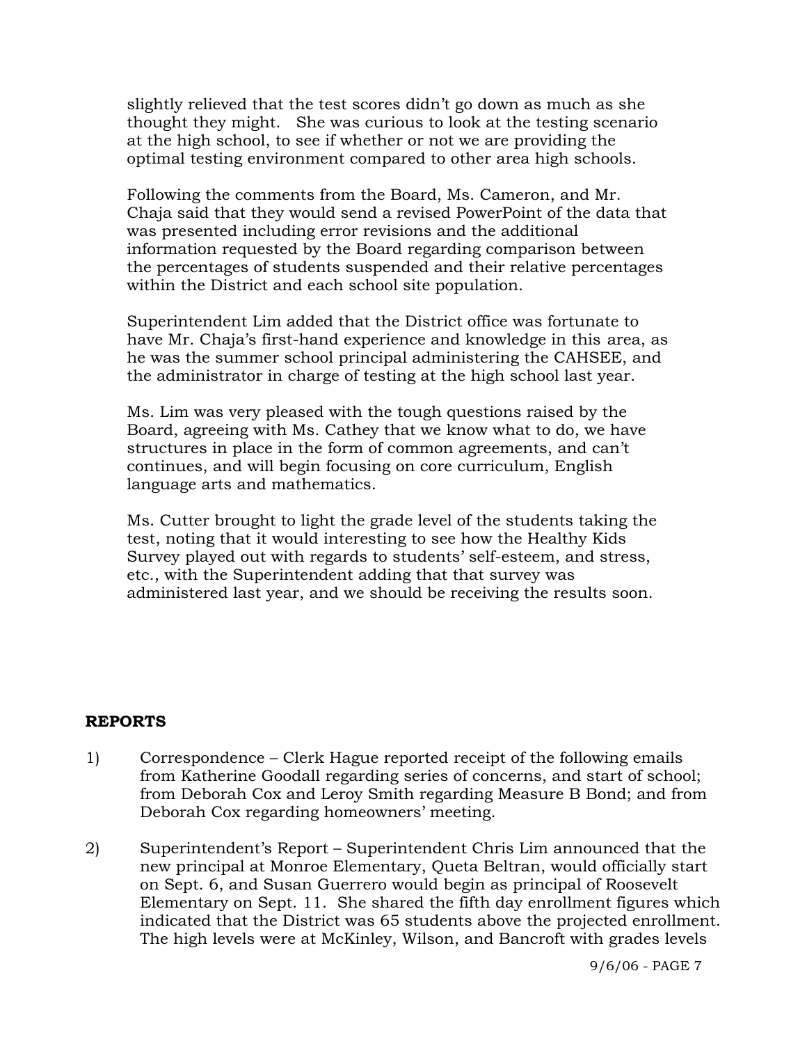slightly relieved that the test scores didn't go down as much as she thought they might. She was curious to look at the testing scenario at the high school, to see if whether or not we are providing the optimal testing environment compared to other area high schools.

Following the comments from the Board, Ms. Cameron, and Mr. Chaja said that they would send a revised PowerPoint of the data that was presented including error revisions and the additional information requested by the Board regarding comparison between the percentages of students suspended and their relative percentages within the District and each school site population.

Superintendent Lim added that the District office was fortunate to have Mr. Chaja's first-hand experience and knowledge in this area, as he was the summer school principal administering the CAHSEE, and the administrator in charge of testing at the high school last year.

Ms. Lim was very pleased with the tough questions raised by the Board, agreeing with Ms. Cathey that we know what to do, we have structures in place in the form of common agreements, and can't continues, and will begin focusing on core curriculum, English language arts and mathematics.

Ms. Cutter brought to light the grade level of the students taking the test, noting that it would interesting to see how the Healthy Kids Survey played out with regards to students' self-esteem, and stress, etc., with the Superintendent adding that that survey was administered last year, and we should be receiving the results soon.

**REPORTS**

1) Correspondence – Clerk Hague reported receipt of the following emails from Katherine Goodall regarding series of concerns, and start of school; from Deborah Cox and Leroy Smith regarding Measure B Bond; and from Deborah Cox regarding homeowners' meeting.

2) Superintendent's Report – Superintendent Chris Lim announced that the new principal at Monroe Elementary, Queta Beltran, would officially start on Sept. 6, and Susan Guerrero would begin as principal of Roosevelt Elementary on Sept. 11. She shared the fifth day enrollment figures which indicated that the District was 65 students above the projected enrollment. The high levels were at McKinley, Wilson, and Bancroft with grades levels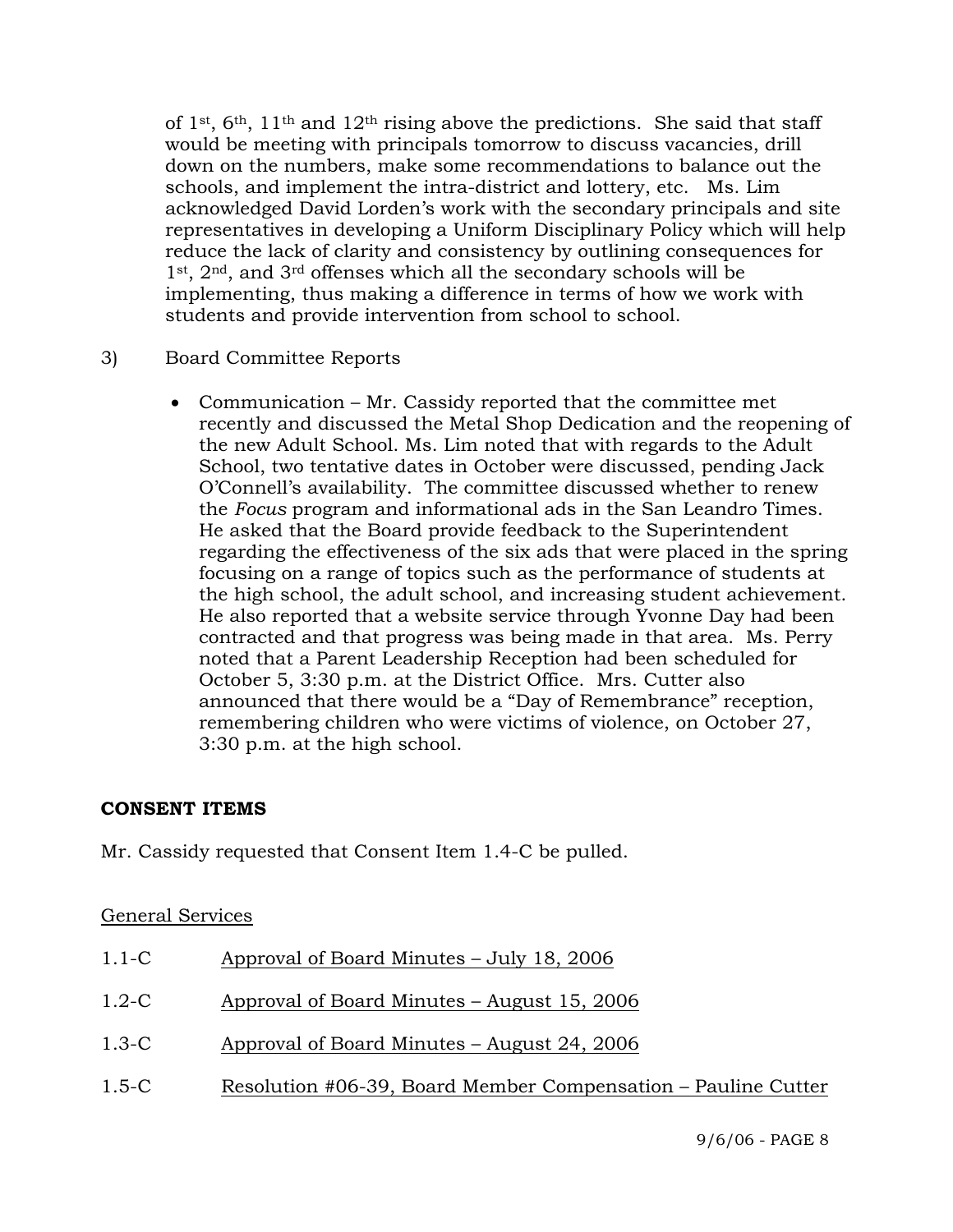of 1st, 6th, 11th and 12th rising above the predictions. She said that staff would be meeting with principals tomorrow to discuss vacancies, drill down on the numbers, make some recommendations to balance out the schools, and implement the intra-district and lottery, etc. Ms. Lim acknowledged David Lorden's work with the secondary principals and site representatives in developing a Uniform Disciplinary Policy which will help reduce the lack of clarity and consistency by outlining consequences for 1st, 2nd, and 3rd offenses which all the secondary schools will be implementing, thus making a difference in terms of how we work with students and provide intervention from school to school.

3) Board Committee Reports

- Communication – Mr. Cassidy reported that the committee met recently and discussed the Metal Shop Dedication and the reopening of the new Adult School. Ms. Lim noted that with regards to the Adult School, two tentative dates in October were discussed, pending Jack O'Connell's availability. The committee discussed whether to renew the *Focus* program and informational ads in the San Leandro Times. He asked that the Board provide feedback to the Superintendent regarding the effectiveness of the six ads that were placed in the spring focusing on a range of topics such as the performance of students at the high school, the adult school, and increasing student achievement. He also reported that a website service through Yvonne Day had been contracted and that progress was being made in that area. Ms. Perry noted that a Parent Leadership Reception had been scheduled for October 5, 3:30 p.m. at the District Office. Mrs. Cutter also announced that there would be a "Day of Remembrance" reception, remembering children who were victims of violence, on October 27, 3:30 p.m. at the high school.

**CONSENT ITEMS**

Mr. Cassidy requested that Consent Item 1.4-C be pulled.

General Services

1.1-C Approval of Board Minutes – July 18, 2006

1.2-C Approval of Board Minutes – August 15, 2006

1.3-C Approval of Board Minutes – August 24, 2006

1.5-C Resolution #06-39, Board Member Compensation – Pauline Cutter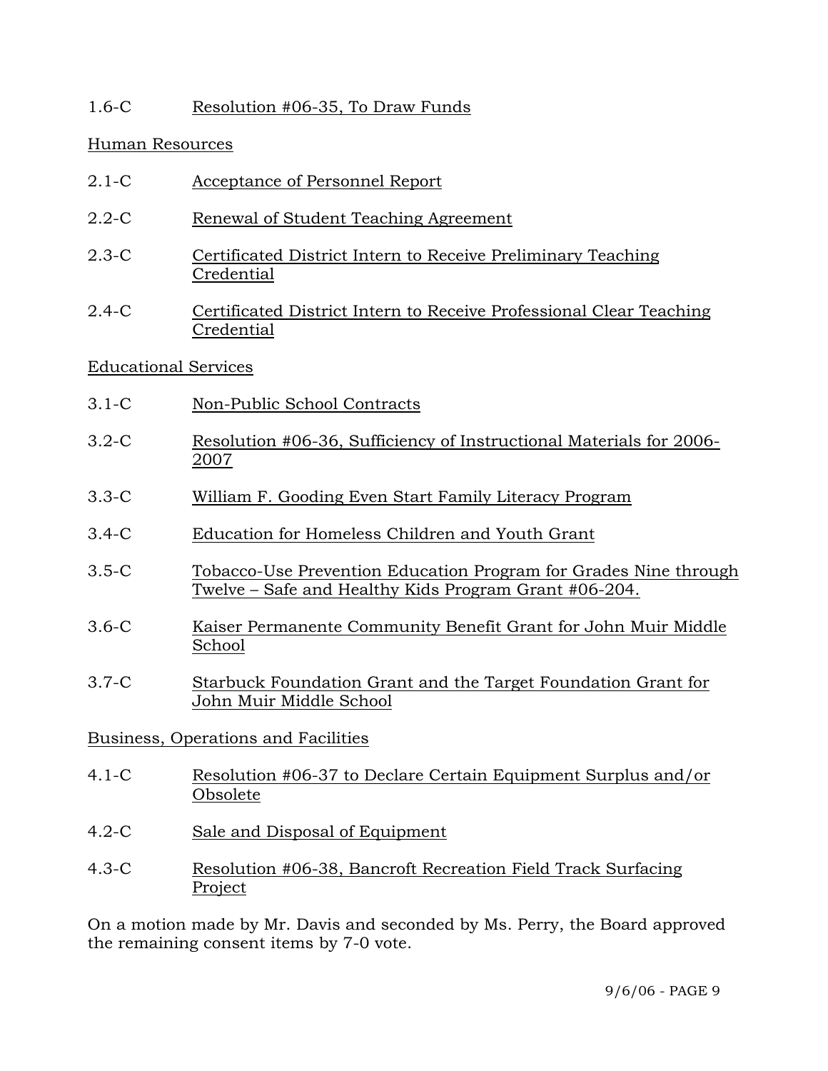1.6-C Resolution #06-35, To Draw Funds

Human Resources

2.1-C Acceptance of Personnel Report

2.2-C Renewal of Student Teaching Agreement

2.3-C Certificated District Intern to Receive Preliminary Teaching Credential

2.4-C Certificated District Intern to Receive Professional Clear Teaching Credential

Educational Services

3.1-C Non-Public School Contracts

3.2-C Resolution #06-36, Sufficiency of Instructional Materials for 2006-2007

3.3-C William F. Gooding Even Start Family Literacy Program

3.4-C Education for Homeless Children and Youth Grant

3.5-C Tobacco-Use Prevention Education Program for Grades Nine through Twelve – Safe and Healthy Kids Program Grant #06-204.

3.6-C Kaiser Permanente Community Benefit Grant for John Muir Middle School

3.7-C Starbuck Foundation Grant and the Target Foundation Grant for John Muir Middle School

Business, Operations and Facilities

4.1-C Resolution #06-37 to Declare Certain Equipment Surplus and/or Obsolete

4.2-C Sale and Disposal of Equipment

4.3-C Resolution #06-38, Bancroft Recreation Field Track Surfacing Project

On a motion made by Mr. Davis and seconded by Ms. Perry, the Board approved the remaining consent items by 7-0 vote.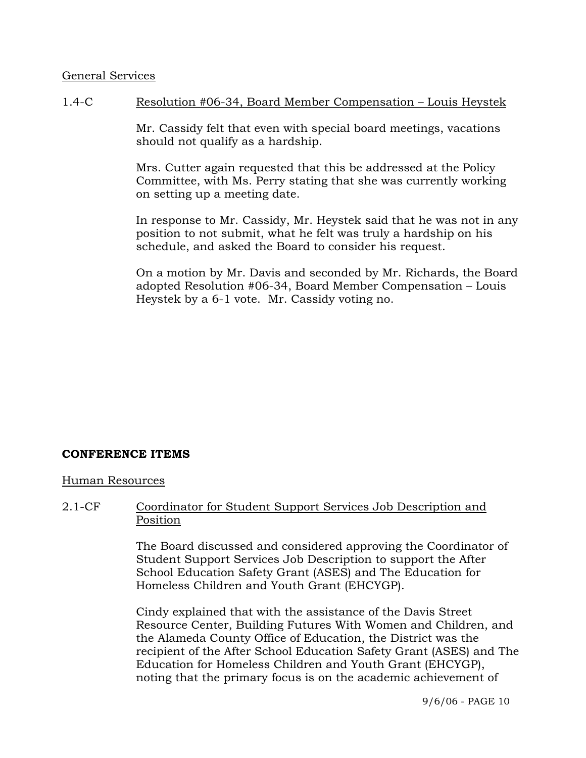General Services

1.4-C Resolution #06-34, Board Member Compensation – Louis Heystek

Mr. Cassidy felt that even with special board meetings, vacations should not qualify as a hardship.

Mrs. Cutter again requested that this be addressed at the Policy Committee, with Ms. Perry stating that she was currently working on setting up a meeting date.

In response to Mr. Cassidy, Mr. Heystek said that he was not in any position to not submit, what he felt was truly a hardship on his schedule, and asked the Board to consider his request.

On a motion by Mr. Davis and seconded by Mr. Richards, the Board adopted Resolution #06-34, Board Member Compensation – Louis Heystek by a 6-1 vote. Mr. Cassidy voting no.

**CONFERENCE ITEMS**

Human Resources

2.1-CF Coordinator for Student Support Services Job Description and Position

The Board discussed and considered approving the Coordinator of Student Support Services Job Description to support the After School Education Safety Grant (ASES) and The Education for Homeless Children and Youth Grant (EHCYGP).

Cindy explained that with the assistance of the Davis Street Resource Center, Building Futures With Women and Children, and the Alameda County Office of Education, the District was the recipient of the After School Education Safety Grant (ASES) and The Education for Homeless Children and Youth Grant (EHCYGP), noting that the primary focus is on the academic achievement of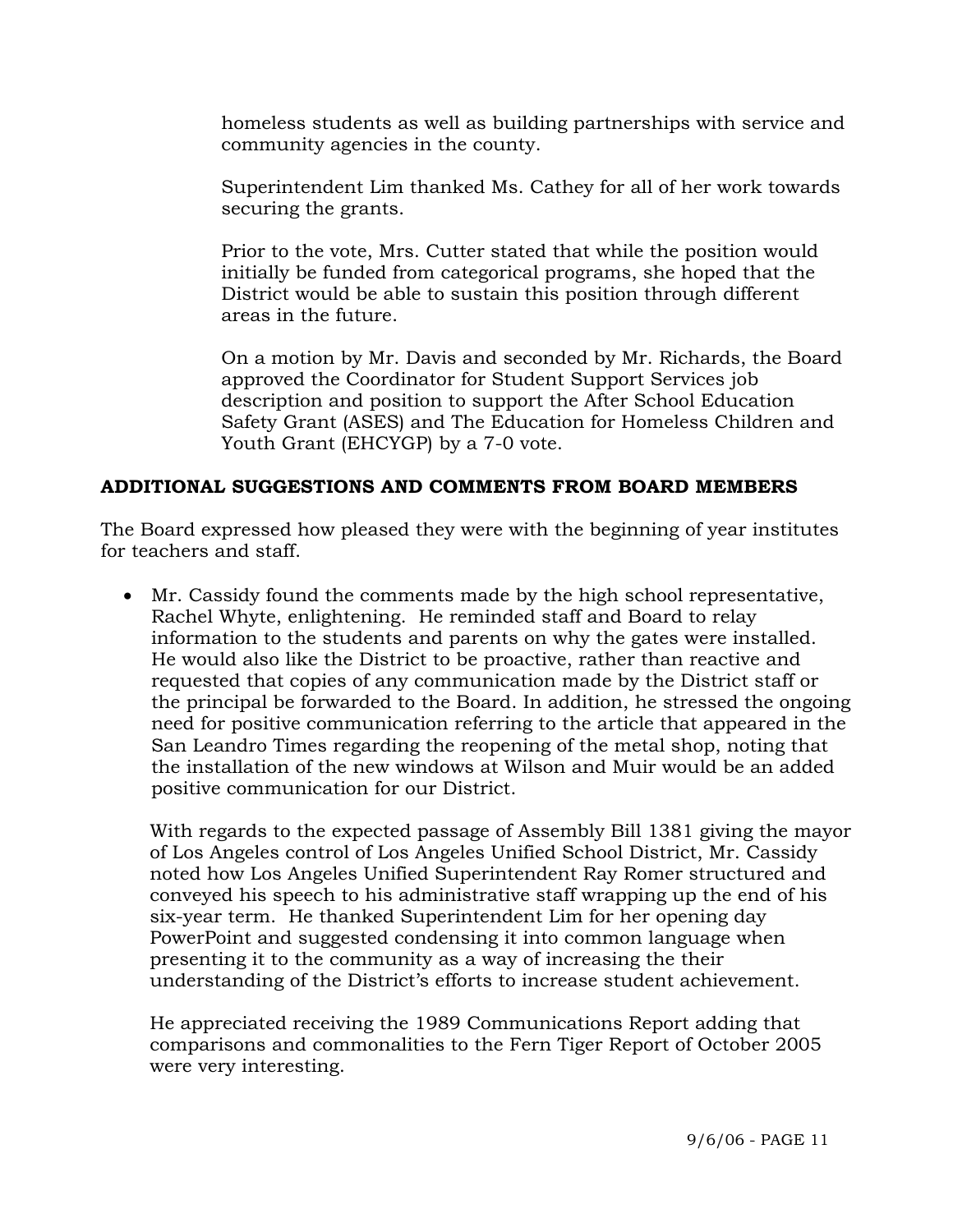homeless students as well as building partnerships with service and community agencies in the county.

Superintendent Lim thanked Ms. Cathey for all of her work towards securing the grants.

Prior to the vote, Mrs. Cutter stated that while the position would initially be funded from categorical programs, she hoped that the District would be able to sustain this position through different areas in the future.

On a motion by Mr. Davis and seconded by Mr. Richards, the Board approved the Coordinator for Student Support Services job description and position to support the After School Education Safety Grant (ASES) and The Education for Homeless Children and Youth Grant (EHCYGP) by a 7-0 vote.

**ADDITIONAL SUGGESTIONS AND COMMENTS FROM BOARD MEMBERS**

The Board expressed how pleased they were with the beginning of year institutes for teachers and staff.

- Mr. Cassidy found the comments made by the high school representative, Rachel Whyte, enlightening. He reminded staff and Board to relay information to the students and parents on why the gates were installed. He would also like the District to be proactive, rather than reactive and requested that copies of any communication made by the District staff or the principal be forwarded to the Board. In addition, he stressed the ongoing need for positive communication referring to the article that appeared in the San Leandro Times regarding the reopening of the metal shop, noting that the installation of the new windows at Wilson and Muir would be an added positive communication for our District.

  With regards to the expected passage of Assembly Bill 1381 giving the mayor of Los Angeles control of Los Angeles Unified School District, Mr. Cassidy noted how Los Angeles Unified Superintendent Ray Romer structured and conveyed his speech to his administrative staff wrapping up the end of his six-year term. He thanked Superintendent Lim for her opening day PowerPoint and suggested condensing it into common language when presenting it to the community as a way of increasing the their understanding of the District's efforts to increase student achievement.

  He appreciated receiving the 1989 Communications Report adding that comparisons and commonalities to the Fern Tiger Report of October 2005 were very interesting.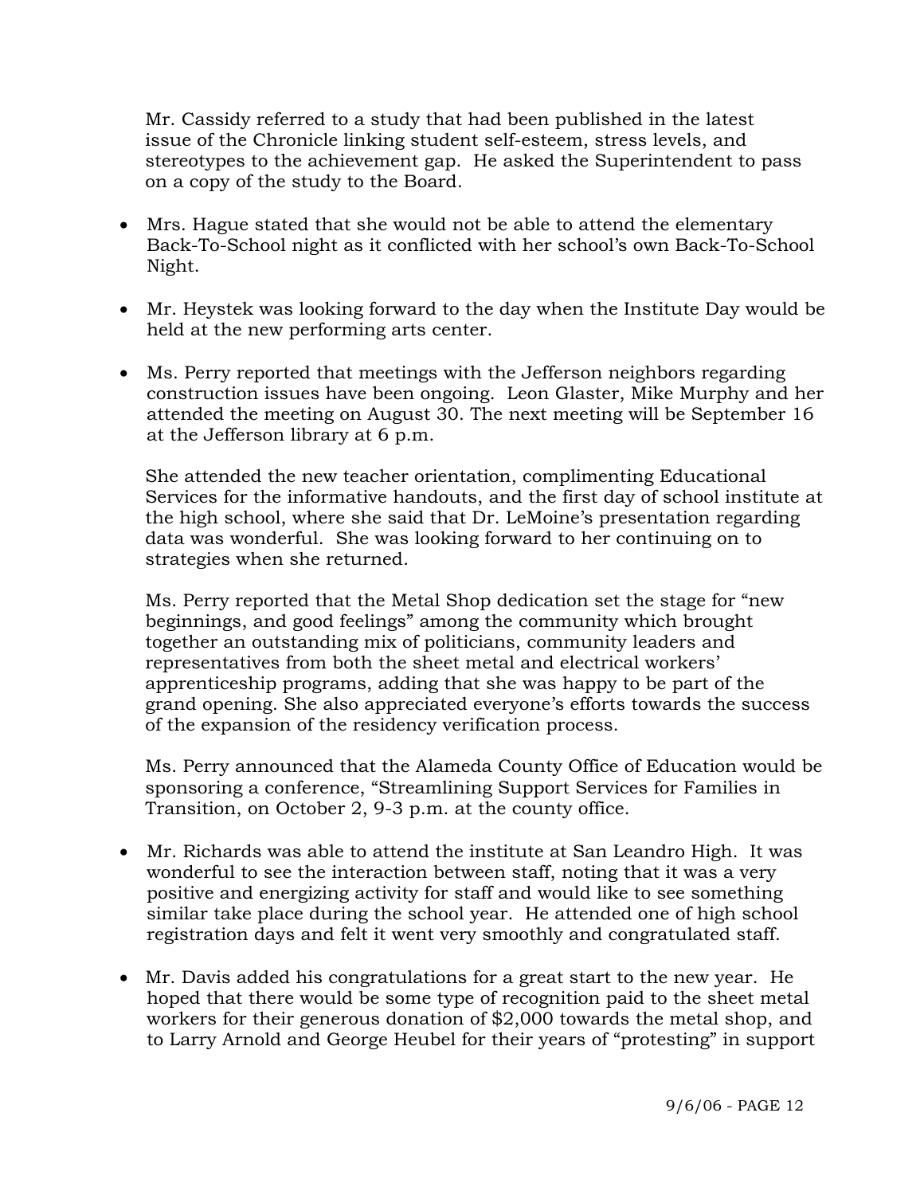Mr. Cassidy referred to a study that had been published in the latest issue of the Chronicle linking student self-esteem, stress levels, and stereotypes to the achievement gap. He asked the Superintendent to pass on a copy of the study to the Board.

- Mrs. Hague stated that she would not be able to attend the elementary Back-To-School night as it conflicted with her school's own Back-To-School Night.

- Mr. Heystek was looking forward to the day when the Institute Day would be held at the new performing arts center.

- Ms. Perry reported that meetings with the Jefferson neighbors regarding construction issues have been ongoing. Leon Glaster, Mike Murphy and her attended the meeting on August 30. The next meeting will be September 16 at the Jefferson library at 6 p.m.

  She attended the new teacher orientation, complimenting Educational Services for the informative handouts, and the first day of school institute at the high school, where she said that Dr. LeMoine's presentation regarding data was wonderful. She was looking forward to her continuing on to strategies when she returned.

  Ms. Perry reported that the Metal Shop dedication set the stage for "new beginnings, and good feelings" among the community which brought together an outstanding mix of politicians, community leaders and representatives from both the sheet metal and electrical workers' apprenticeship programs, adding that she was happy to be part of the grand opening. She also appreciated everyone's efforts towards the success of the expansion of the residency verification process.

  Ms. Perry announced that the Alameda County Office of Education would be sponsoring a conference, "Streamlining Support Services for Families in Transition, on October 2, 9-3 p.m. at the county office.

- Mr. Richards was able to attend the institute at San Leandro High. It was wonderful to see the interaction between staff, noting that it was a very positive and energizing activity for staff and would like to see something similar take place during the school year. He attended one of high school registration days and felt it went very smoothly and congratulated staff.

- Mr. Davis added his congratulations for a great start to the new year. He hoped that there would be some type of recognition paid to the sheet metal workers for their generous donation of $2,000 towards the metal shop, and to Larry Arnold and George Heubel for their years of "protesting" in support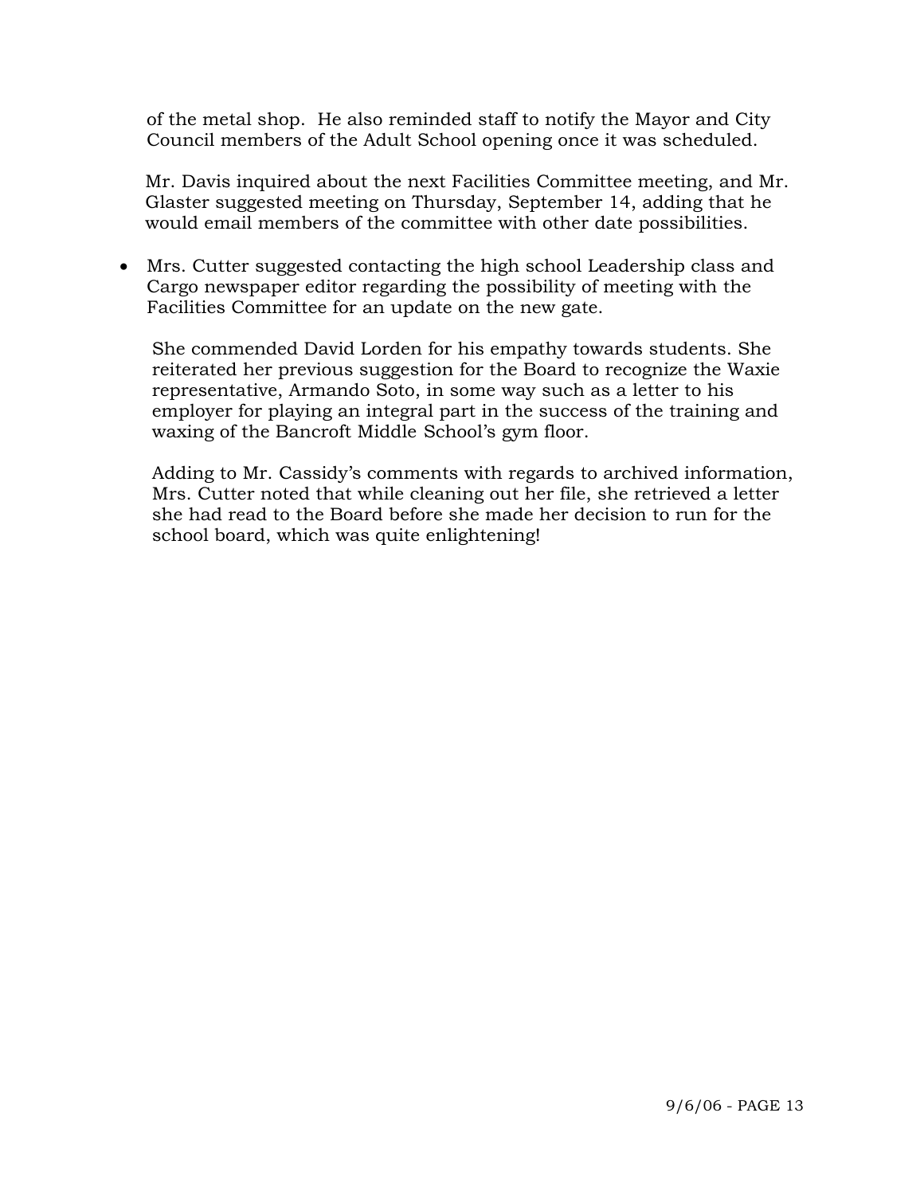of the metal shop. He also reminded staff to notify the Mayor and City Council members of the Adult School opening once it was scheduled.

Mr. Davis inquired about the next Facilities Committee meeting, and Mr. Glaster suggested meeting on Thursday, September 14, adding that he would email members of the committee with other date possibilities.

- Mrs. Cutter suggested contacting the high school Leadership class and Cargo newspaper editor regarding the possibility of meeting with the Facilities Committee for an update on the new gate.

  She commended David Lorden for his empathy towards students. She reiterated her previous suggestion for the Board to recognize the Waxie representative, Armando Soto, in some way such as a letter to his employer for playing an integral part in the success of the training and waxing of the Bancroft Middle School's gym floor.

  Adding to Mr. Cassidy's comments with regards to archived information, Mrs. Cutter noted that while cleaning out her file, she retrieved a letter she had read to the Board before she made her decision to run for the school board, which was quite enlightening!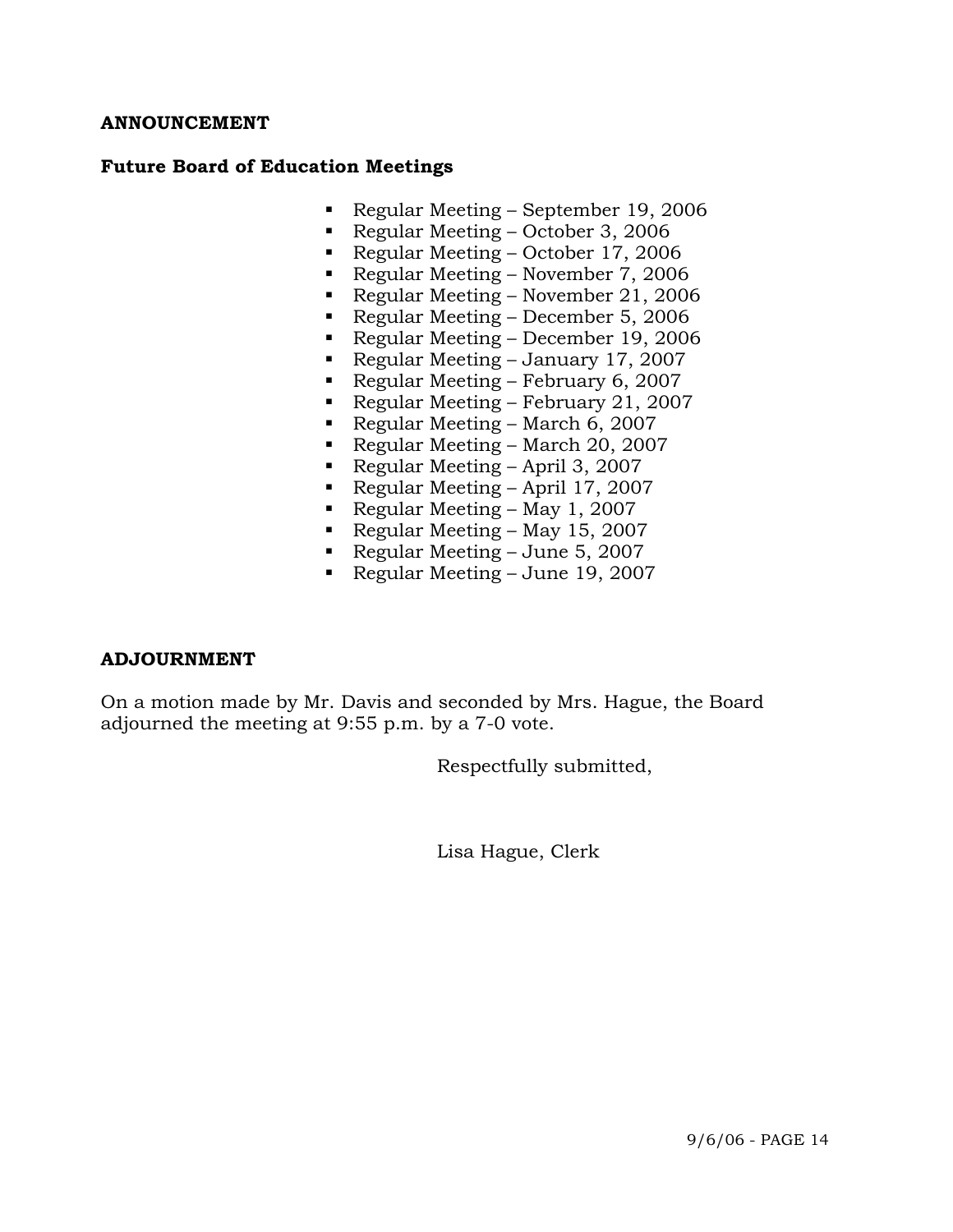**ANNOUNCEMENT**

**Future Board of Education Meetings**

- Regular Meeting – September 19, 2006
- Regular Meeting – October 3, 2006
- Regular Meeting – October 17, 2006
- Regular Meeting – November 7, 2006
- Regular Meeting – November 21, 2006
- Regular Meeting – December 5, 2006
- Regular Meeting – December 19, 2006
- Regular Meeting – January 17, 2007
- Regular Meeting – February 6, 2007
- Regular Meeting – February 21, 2007
- Regular Meeting – March 6, 2007
- Regular Meeting – March 20, 2007
- Regular Meeting – April 3, 2007
- Regular Meeting – April 17, 2007
- Regular Meeting – May 1, 2007
- Regular Meeting – May 15, 2007
- Regular Meeting – June 5, 2007
- Regular Meeting – June 19, 2007

**ADJOURNMENT**

On a motion made by Mr. Davis and seconded by Mrs. Hague, the Board adjourned the meeting at 9:55 p.m. by a 7-0 vote.

Respectfully submitted,

Lisa Hague, Clerk